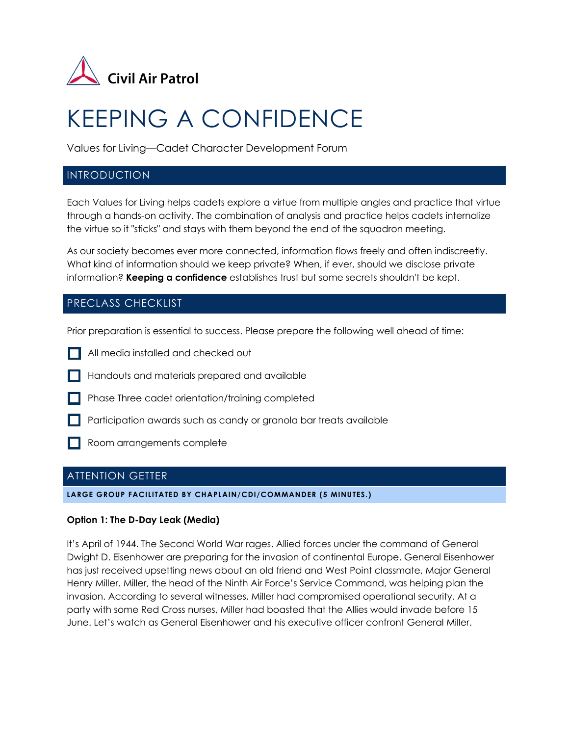Civil Air Patrol

# KEEPING A CONFIDENCE

Values for Living—Cadet Character Development Forum

## INTRODUCTION

Each Values for Living helps cadets explore a virtue from multiple angles and practice that virtue through a hands-on activity. The combination of analysis and practice helps cadets internalize the virtue so it "sticks" and stays with them beyond the end of the squadron meeting.

As our society becomes ever more connected, information flows freely and often indiscreetly. What kind of information should we keep private? When, if ever, should we disclose private information? **Keeping a confidence** establishes trust but some secrets shouldn't be kept.

## PRECLASS CHECKLIST

Prior preparation is essential to success. Please prepare the following well ahead of time:

- [ ] All media installed and checked out
- [ ] Handouts and materials prepared and available
- [ ] Phase Three cadet orientation/training completed
- [ ] Participation awards such as candy or granola bar treats available
- [ ] Room arrangements complete

## ATTENTION GETTER

**LARGE GROUP FACILITATED BY CHAPLAIN/CDI/COMMANDER (5 MINUTES.)**

**Option 1: The D-Day Leak (Media)**

It's April of 1944. The Second World War rages. Allied forces under the command of General Dwight D. Eisenhower are preparing for the invasion of continental Europe. General Eisenhower has just received upsetting news about an old friend and West Point classmate, Major General Henry Miller. Miller, the head of the Ninth Air Force's Service Command, was helping plan the invasion. According to several witnesses, Miller had compromised operational security. At a party with some Red Cross nurses, Miller had boasted that the Allies would invade before 15 June. Let's watch as General Eisenhower and his executive officer confront General Miller.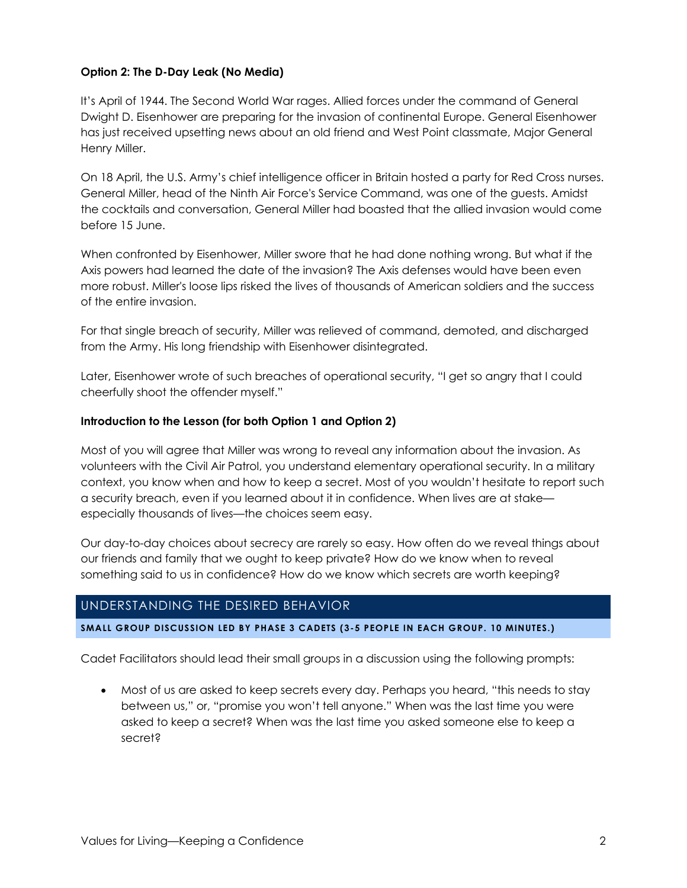**Option 2: The D-Day Leak (No Media)**

It's April of 1944. The Second World War rages. Allied forces under the command of General Dwight D. Eisenhower are preparing for the invasion of continental Europe. General Eisenhower has just received upsetting news about an old friend and West Point classmate, Major General Henry Miller.

On 18 April, the U.S. Army's chief intelligence officer in Britain hosted a party for Red Cross nurses. General Miller, head of the Ninth Air Force's Service Command, was one of the guests. Amidst the cocktails and conversation, General Miller had boasted that the allied invasion would come before 15 June.

When confronted by Eisenhower, Miller swore that he had done nothing wrong. But what if the Axis powers had learned the date of the invasion? The Axis defenses would have been even more robust. Miller's loose lips risked the lives of thousands of American soldiers and the success of the entire invasion.

For that single breach of security, Miller was relieved of command, demoted, and discharged from the Army. His long friendship with Eisenhower disintegrated.

Later, Eisenhower wrote of such breaches of operational security, "I get so angry that I could cheerfully shoot the offender myself."

**Introduction to the Lesson (for both Option 1 and Option 2)**

Most of you will agree that Miller was wrong to reveal any information about the invasion. As volunteers with the Civil Air Patrol, you understand elementary operational security. In a military context, you know when and how to keep a secret. Most of you wouldn't hesitate to report such a security breach, even if you learned about it in confidence. When lives are at stake—especially thousands of lives—the choices seem easy.

Our day-to-day choices about secrecy are rarely so easy. How often do we reveal things about our friends and family that we ought to keep private? How do we know when to reveal something said to us in confidence? How do we know which secrets are worth keeping?

## UNDERSTANDING THE DESIRED BEHAVIOR

**SMALL GROUP DISCUSSION LED BY PHASE 3 CADETS (3-5 PEOPLE IN EACH GROUP. 10 MINUTES.)**

Cadet Facilitators should lead their small groups in a discussion using the following prompts:

- Most of us are asked to keep secrets every day. Perhaps you heard, "this needs to stay between us," or, "promise you won't tell anyone." When was the last time you were asked to keep a secret? When was the last time you asked someone else to keep a secret?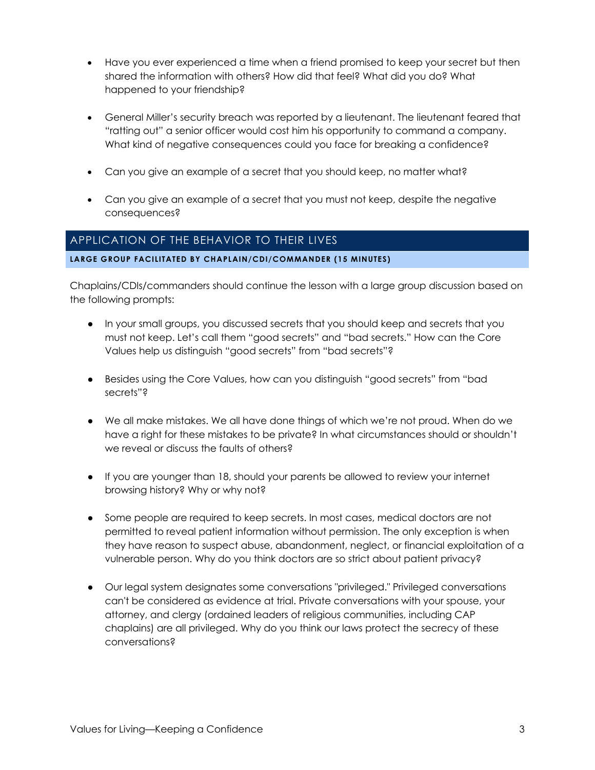- Have you ever experienced a time when a friend promised to keep your secret but then shared the information with others? How did that feel? What did you do? What happened to your friendship?

- General Miller's security breach was reported by a lieutenant. The lieutenant feared that "ratting out" a senior officer would cost him his opportunity to command a company. What kind of negative consequences could you face for breaking a confidence?

- Can you give an example of a secret that you should keep, no matter what?

- Can you give an example of a secret that you must not keep, despite the negative consequences?

## APPLICATION OF THE BEHAVIOR TO THEIR LIVES

**LARGE GROUP FACILITATED BY CHAPLAIN/CDI/COMMANDER (15 MINUTES)**

Chaplains/CDIs/commanders should continue the lesson with a large group discussion based on the following prompts:

- In your small groups, you discussed secrets that you should keep and secrets that you must not keep. Let's call them "good secrets" and "bad secrets." How can the Core Values help us distinguish "good secrets" from "bad secrets"?

- Besides using the Core Values, how can you distinguish "good secrets" from "bad secrets"?

- We all make mistakes. We all have done things of which we're not proud. When do we have a right for these mistakes to be private? In what circumstances should or shouldn't we reveal or discuss the faults of others?

- If you are younger than 18, should your parents be allowed to review your internet browsing history? Why or why not?

- Some people are required to keep secrets. In most cases, medical doctors are not permitted to reveal patient information without permission. The only exception is when they have reason to suspect abuse, abandonment, neglect, or financial exploitation of a vulnerable person. Why do you think doctors are so strict about patient privacy?

- Our legal system designates some conversations "privileged." Privileged conversations can't be considered as evidence at trial. Private conversations with your spouse, your attorney, and clergy (ordained leaders of religious communities, including CAP chaplains) are all privileged. Why do you think our laws protect the secrecy of these conversations?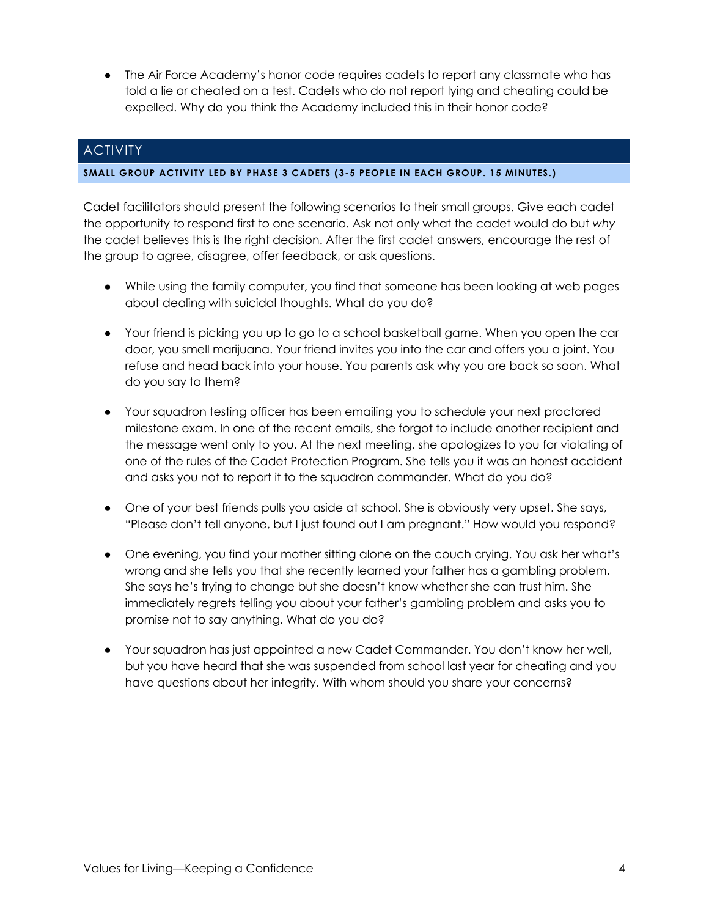- The Air Force Academy's honor code requires cadets to report any classmate who has told a lie or cheated on a test. Cadets who do not report lying and cheating could be expelled. Why do you think the Academy included this in their honor code?

## ACTIVITY

**SMALL GROUP ACTIVITY LED BY PHASE 3 CADETS (3-5 PEOPLE IN EACH GROUP. 15 MINUTES.)**

Cadet facilitators should present the following scenarios to their small groups. Give each cadet the opportunity to respond first to one scenario. Ask not only what the cadet would do but *why* the cadet believes this is the right decision. After the first cadet answers, encourage the rest of the group to agree, disagree, offer feedback, or ask questions.

- While using the family computer, you find that someone has been looking at web pages about dealing with suicidal thoughts. What do you do?
- Your friend is picking you up to go to a school basketball game. When you open the car door, you smell marijuana. Your friend invites you into the car and offers you a joint. You refuse and head back into your house. You parents ask why you are back so soon. What do you say to them?
- Your squadron testing officer has been emailing you to schedule your next proctored milestone exam. In one of the recent emails, she forgot to include another recipient and the message went only to you. At the next meeting, she apologizes to you for violating of one of the rules of the Cadet Protection Program. She tells you it was an honest accident and asks you not to report it to the squadron commander. What do you do?
- One of your best friends pulls you aside at school. She is obviously very upset. She says, "Please don't tell anyone, but I just found out I am pregnant." How would you respond?
- One evening, you find your mother sitting alone on the couch crying. You ask her what's wrong and she tells you that she recently learned your father has a gambling problem. She says he's trying to change but she doesn't know whether she can trust him. She immediately regrets telling you about your father's gambling problem and asks you to promise not to say anything. What do you do?
- Your squadron has just appointed a new Cadet Commander. You don't know her well, but you have heard that she was suspended from school last year for cheating and you have questions about her integrity. With whom should you share your concerns?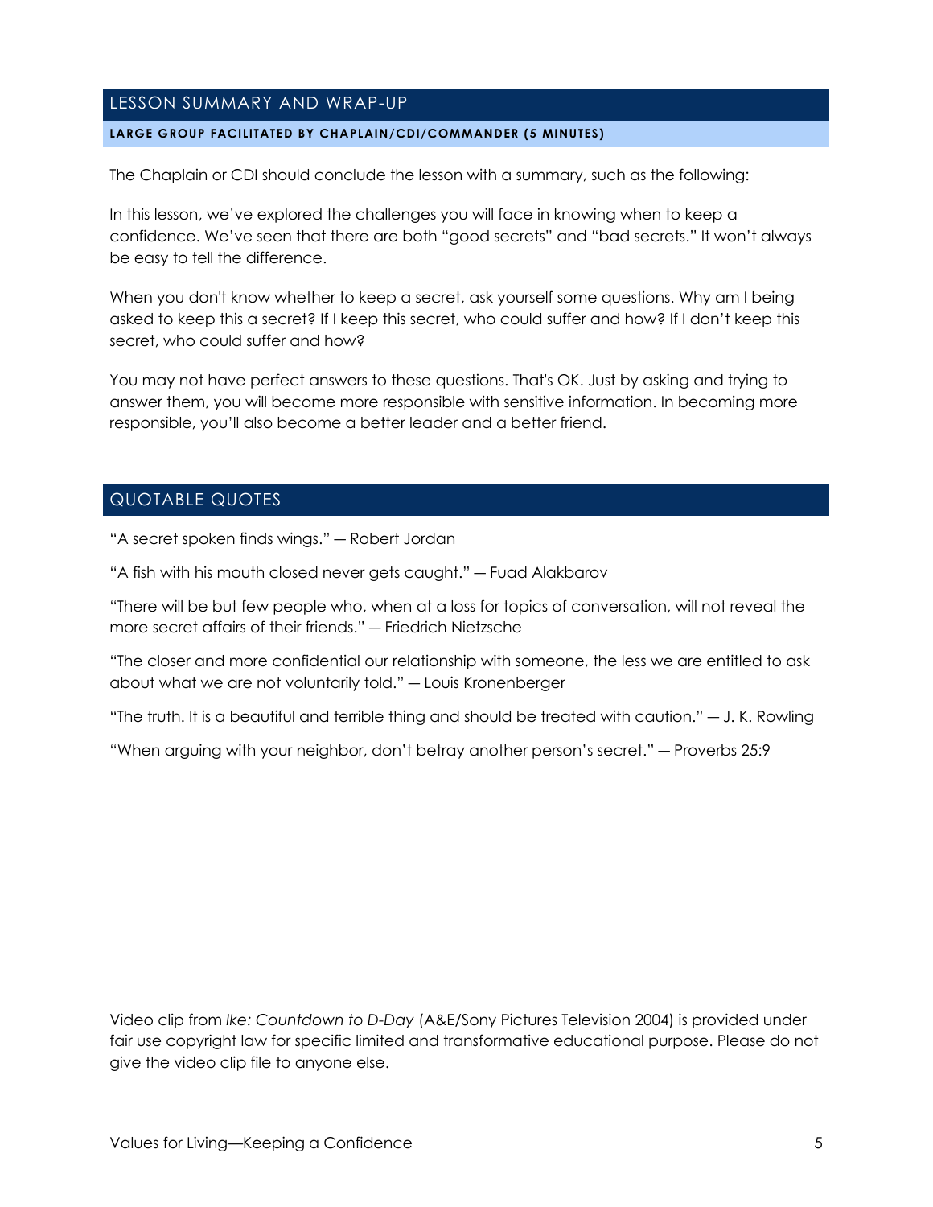## LESSON SUMMARY AND WRAP-UP

**LARGE GROUP FACILITATED BY CHAPLAIN/CDI/COMMANDER (5 MINUTES)**

The Chaplain or CDI should conclude the lesson with a summary, such as the following:

In this lesson, we've explored the challenges you will face in knowing when to keep a confidence. We've seen that there are both "good secrets" and "bad secrets." It won't always be easy to tell the difference.

When you don't know whether to keep a secret, ask yourself some questions. Why am I being asked to keep this a secret? If I keep this secret, who could suffer and how? If I don't keep this secret, who could suffer and how?

You may not have perfect answers to these questions. That's OK. Just by asking and trying to answer them, you will become more responsible with sensitive information. In becoming more responsible, you'll also become a better leader and a better friend.

## QUOTABLE QUOTES

"A secret spoken finds wings." — Robert Jordan

"A fish with his mouth closed never gets caught." — Fuad Alakbarov

"There will be but few people who, when at a loss for topics of conversation, will not reveal the more secret affairs of their friends." — Friedrich Nietzsche

"The closer and more confidential our relationship with someone, the less we are entitled to ask about what we are not voluntarily told." — Louis Kronenberger

"The truth. It is a beautiful and terrible thing and should be treated with caution." — J. K. Rowling

"When arguing with your neighbor, don't betray another person's secret." — Proverbs 25:9

Video clip from *Ike: Countdown to D-Day* (A&E/Sony Pictures Television 2004) is provided under fair use copyright law for specific limited and transformative educational purpose. Please do not give the video clip file to anyone else.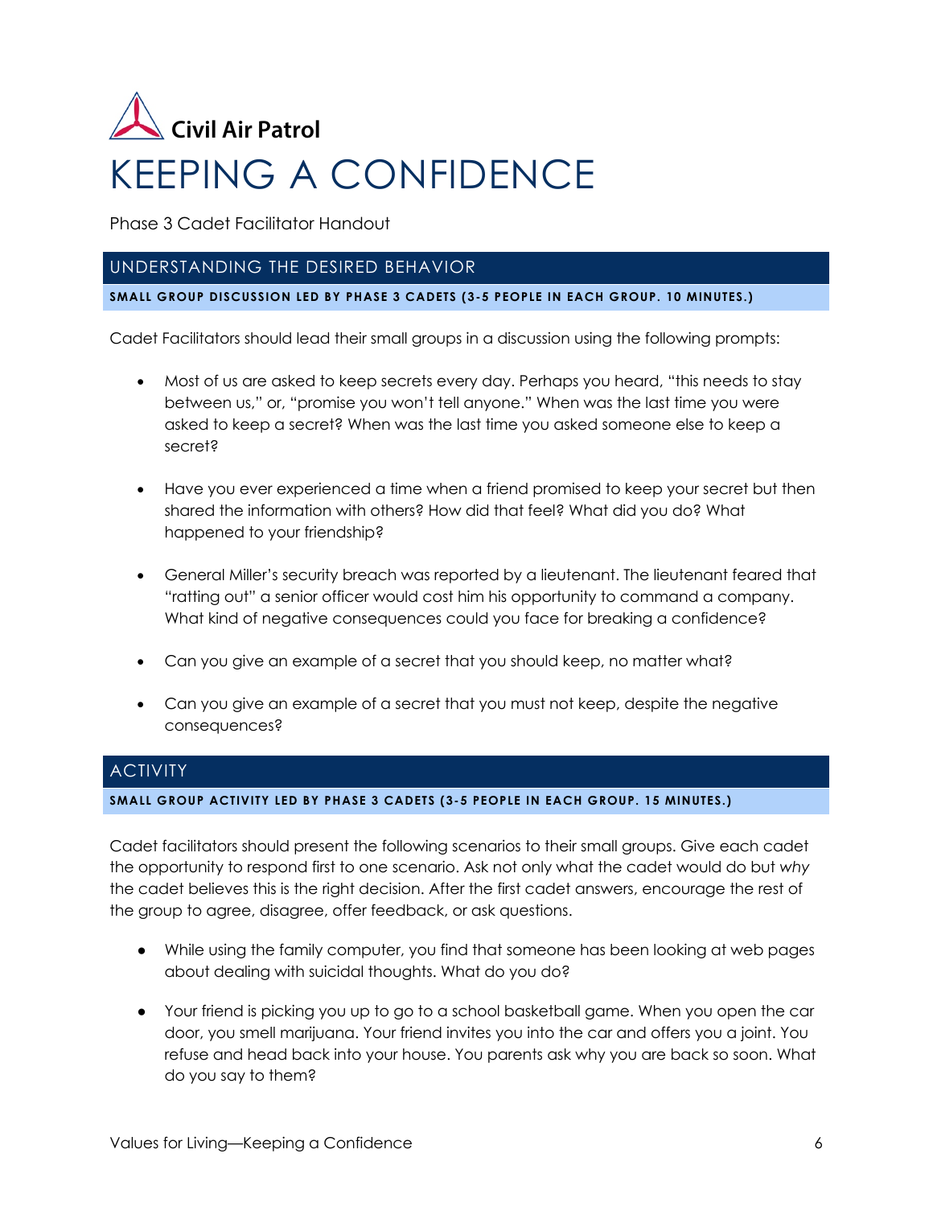Civil Air Patrol

# KEEPING A CONFIDENCE

Phase 3 Cadet Facilitator Handout

## UNDERSTANDING THE DESIRED BEHAVIOR

**SMALL GROUP DISCUSSION LED BY PHASE 3 CADETS (3-5 PEOPLE IN EACH GROUP. 10 MINUTES.)**

Cadet Facilitators should lead their small groups in a discussion using the following prompts:

- Most of us are asked to keep secrets every day. Perhaps you heard, "this needs to stay between us," or, "promise you won't tell anyone." When was the last time you were asked to keep a secret? When was the last time you asked someone else to keep a secret?

- Have you ever experienced a time when a friend promised to keep your secret but then shared the information with others? How did that feel? What did you do? What happened to your friendship?

- General Miller's security breach was reported by a lieutenant. The lieutenant feared that "ratting out" a senior officer would cost him his opportunity to command a company. What kind of negative consequences could you face for breaking a confidence?

- Can you give an example of a secret that you should keep, no matter what?

- Can you give an example of a secret that you must not keep, despite the negative consequences?

## ACTIVITY

**SMALL GROUP ACTIVITY LED BY PHASE 3 CADETS (3-5 PEOPLE IN EACH GROUP. 15 MINUTES.)**

Cadet facilitators should present the following scenarios to their small groups. Give each cadet the opportunity to respond first to one scenario. Ask not only what the cadet would do but *why* the cadet believes this is the right decision. After the first cadet answers, encourage the rest of the group to agree, disagree, offer feedback, or ask questions.

- While using the family computer, you find that someone has been looking at web pages about dealing with suicidal thoughts. What do you do?

- Your friend is picking you up to go to a school basketball game. When you open the car door, you smell marijuana. Your friend invites you into the car and offers you a joint. You refuse and head back into your house. You parents ask why you are back so soon. What do you say to them?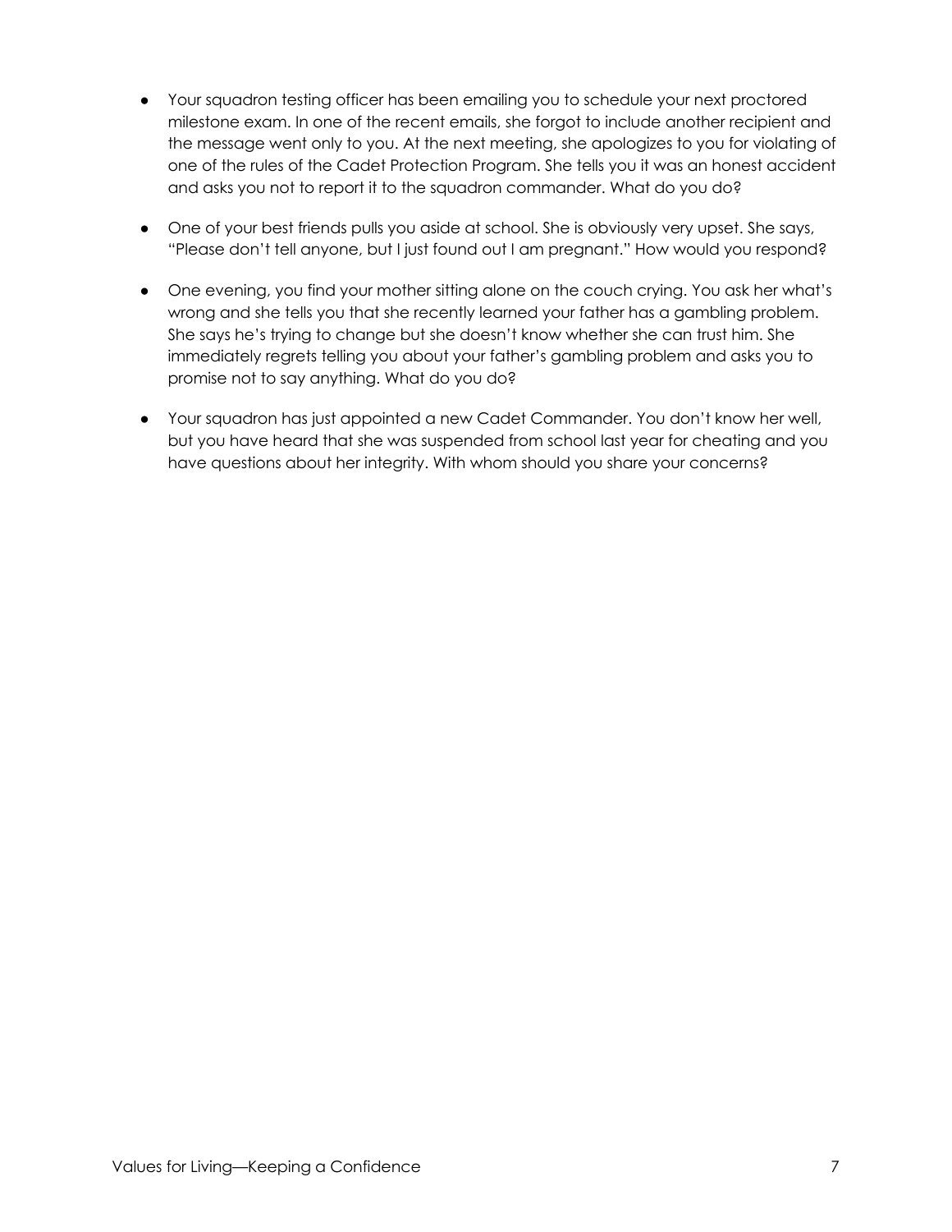- Your squadron testing officer has been emailing you to schedule your next proctored milestone exam. In one of the recent emails, she forgot to include another recipient and the message went only to you. At the next meeting, she apologizes to you for violating of one of the rules of the Cadet Protection Program. She tells you it was an honest accident and asks you not to report it to the squadron commander. What do you do?

- One of your best friends pulls you aside at school. She is obviously very upset. She says, "Please don't tell anyone, but I just found out I am pregnant." How would you respond?

- One evening, you find your mother sitting alone on the couch crying. You ask her what's wrong and she tells you that she recently learned your father has a gambling problem. She says he's trying to change but she doesn't know whether she can trust him. She immediately regrets telling you about your father's gambling problem and asks you to promise not to say anything. What do you do?

- Your squadron has just appointed a new Cadet Commander. You don't know her well, but you have heard that she was suspended from school last year for cheating and you have questions about her integrity. With whom should you share your concerns?